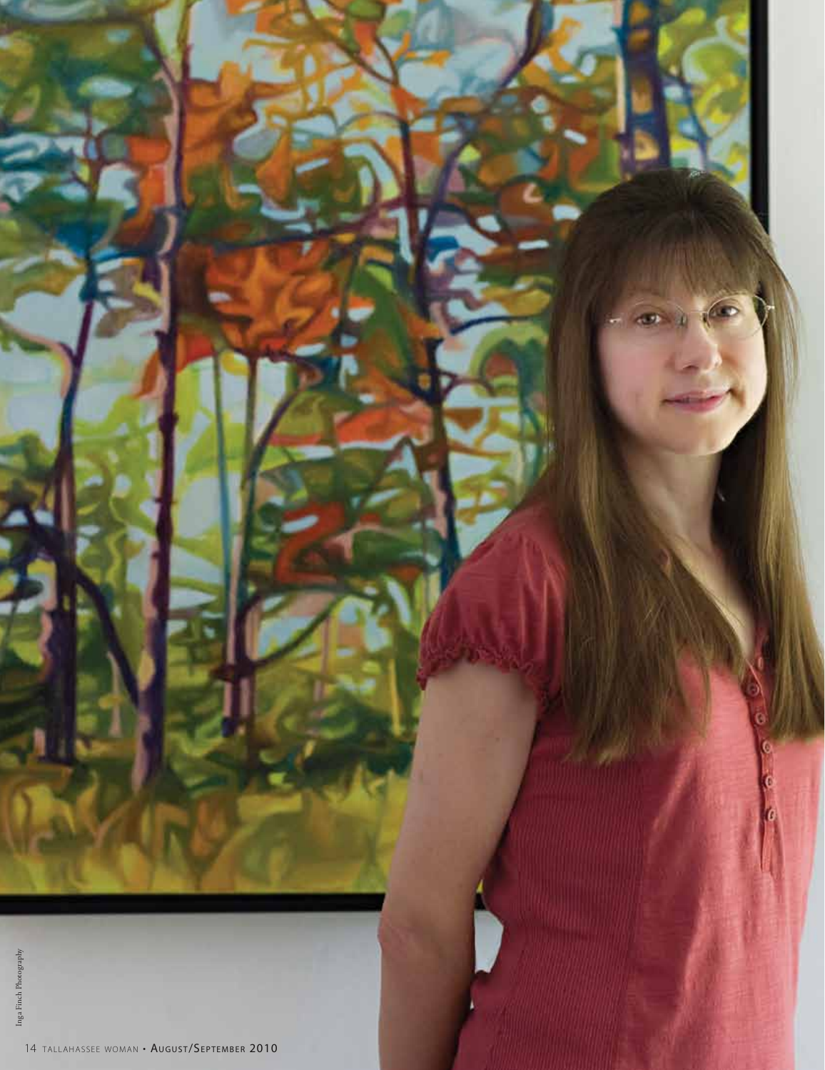Inga Finch Photography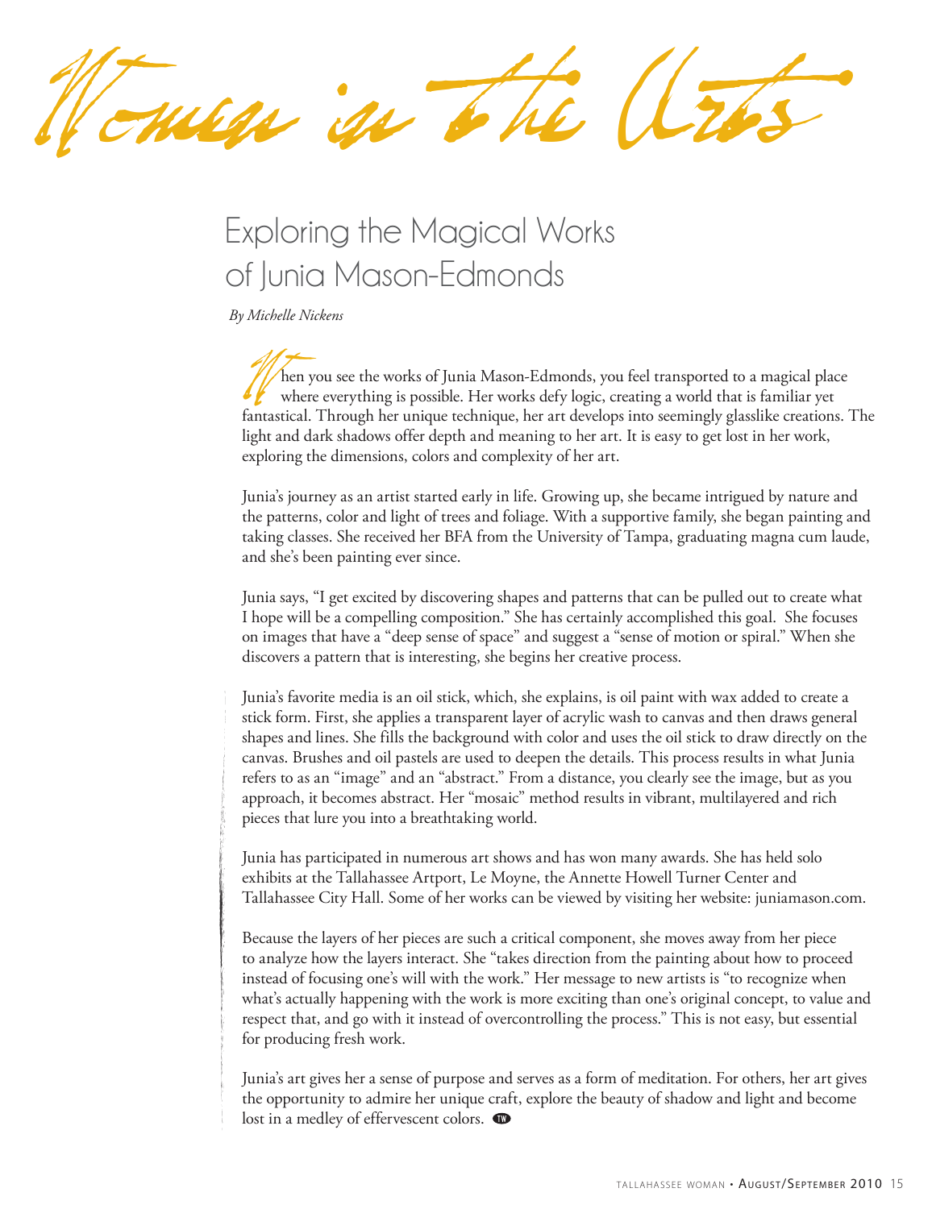# Women in the Arts

## Exploring the Magical Works of Junia Mason-Edmonds

*By Michelle Nickens*

When you see the works of Junia Mason-Edmonds, you feel transported to a magical place where everything is possible. Her works defy logic, creating a world that is familiar yet fantastical. Through her unique technique, her art develops into seemingly glasslike creations. The light and dark shadows offer depth and meaning to her art. It is easy to get lost in her work, exploring the dimensions, colors and complexity of her art.

Junia's journey as an artist started early in life. Growing up, she became intrigued by nature and the patterns, color and light of trees and foliage. With a supportive family, she began painting and taking classes. She received her BFA from the University of Tampa, graduating magna cum laude, and she's been painting ever since.

Junia says, "I get excited by discovering shapes and patterns that can be pulled out to create what I hope will be a compelling composition." She has certainly accomplished this goal. She focuses on images that have a "deep sense of space" and suggest a "sense of motion or spiral." When she discovers a pattern that is interesting, she begins her creative process.

Junia's favorite media is an oil stick, which, she explains, is oil paint with wax added to create a stick form. First, she applies a transparent layer of acrylic wash to canvas and then draws general shapes and lines. She fills the background with color and uses the oil stick to draw directly on the canvas. Brushes and oil pastels are used to deepen the details. This process results in what Junia refers to as an "image" and an "abstract." From a distance, you clearly see the image, but as you approach, it becomes abstract. Her "mosaic" method results in vibrant, multilayered and rich pieces that lure you into a breathtaking world.

Junia has participated in numerous art shows and has won many awards. She has held solo exhibits at the Tallahassee Artport, Le Moyne, the Annette Howell Turner Center and Tallahassee City Hall. Some of her works can be viewed by visiting her website: juniamason.com.

Because the layers of her pieces are such a critical component, she moves away from her piece to analyze how the layers interact. She "takes direction from the painting about how to proceed instead of focusing one's will with the work." Her message to new artists is "to recognize when what's actually happening with the work is more exciting than one's original concept, to value and respect that, and go with it instead of overcontrolling the process." This is not easy, but essential for producing fresh work.

Junia's art gives her a sense of purpose and serves as a form of meditation. For others, her art gives the opportunity to admire her unique craft, explore the beauty of shadow and light and become lost in a medley of effervescent colors.